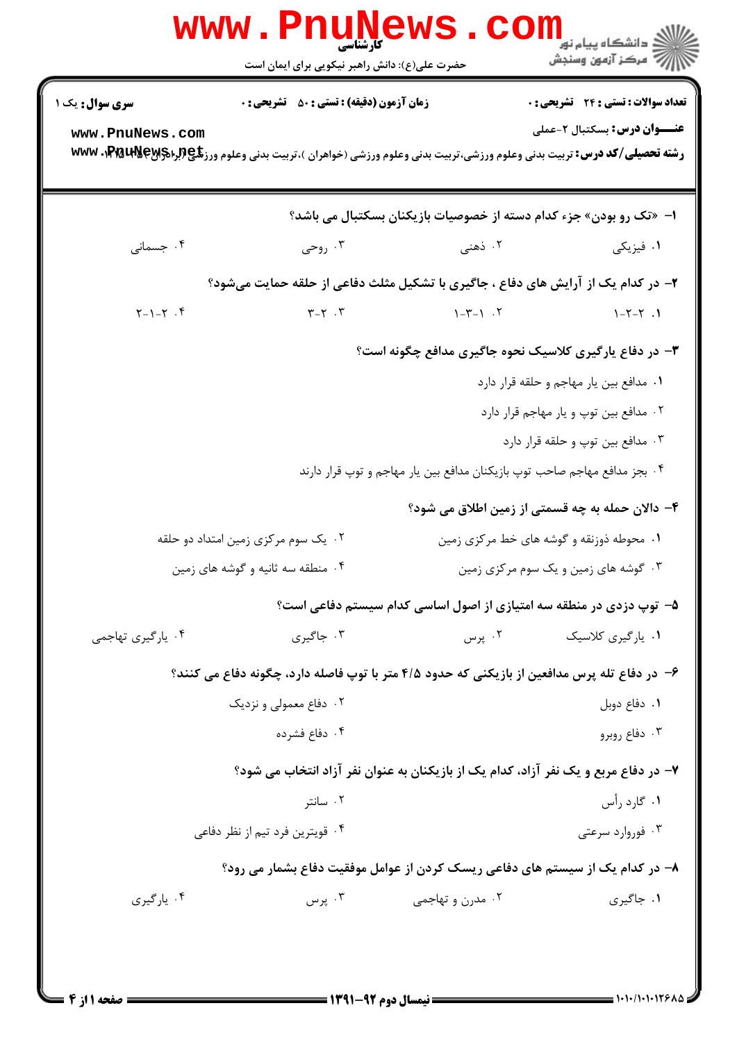کارشناسی

حضرت علی(ع): دانش راهبر نیکویی برای ایمان است

**سری سوال:** یک ۱ | **زمان آزمون (دقیقه) : تستی :** ۵۰ **تشریحی :** ۰ | **تعداد سوالات : تستی :** ۲۴ **تشریحی :** ۰

**عنـــوان درس:** بسکتبال ۲-عملی

**رشته تحصیلی/کد درس:** تربیت بدنی وعلوم ورزشی،تربیت بدنی وعلوم ورزشی (خواهران )،تربیت بدنی وعلوم ورزشی (برادران) ۱۲۱۵۰۰۱

۱- «تک رو بودن» جزء کدام دسته از خصوصیات بازیکنان بسکتبال می باشد؟

۱. فیزیکی ۲. ذهنی ۳. روحی ۴. جسمانی

۲- در کدام یک از آرایش های دفاع ، جاگیری با تشکیل مثلث دفاعی از حلقه حمایت می‌شود؟

۱. ۲-۲-۱ ۲. ۱-۳-۱ ۳. ۲-۳ ۴. ۲-۱-۲

۳- در دفاع یارگیری کلاسیک نحوه جاگیری مدافع چگونه است؟

۱. مدافع بین یار مهاجم و حلقه قرار دارد

۲. مدافع بین توپ و یار مهاجم قرار دارد

۳. مدافع بین توپ و حلقه قرار دارد

۴. بجز مدافع مهاجم صاحب توپ بازیکنان مدافع بین یار مهاجم و توپ قرار دارند

۴- دالان حمله به چه قسمتی از زمین اطلاق می شود؟

۱. محوطه ذوزنقه و گوشه های خط مرکزی زمین

۲. یک سوم مرکزی زمین امتداد دو حلقه

۳. گوشه های زمین و یک سوم مرکزی زمین

۴. منطقه سه ثانیه و گوشه های زمین

۵- توپ دزدی در منطقه سه امتیازی از اصول اساسی کدام سیستم دفاعی است؟

۱. یارگیری کلاسیک ۲. پرس ۳. جاگیری ۴. یارگیری تهاجمی

۶- در دفاع تله پرس مدافعین از بازیکنی که حدود ۴/۵ متر با توپ فاصله دارد، چگونه دفاع می کنند؟

۱. دفاع دوبل

۲. دفاع معمولی و نزدیک

۳. دفاع روبرو

۴. دفاع فشرده

۷- در دفاع مربع و یک نفر آزاد، کدام یک از بازیکنان به عنوان نفر آزاد انتخاب می شود؟

۱. گارد رأس

۲. سانتر

۳. فوروارد سرعتی

۴. قویترین فرد تیم از نظر دفاعی

۸- در کدام یک از سیستم های دفاعی ریسک کردن از عوامل موفقیت دفاع بشمار می رود؟

۱. جاگیری ۲. مدرن و تهاجمی ۳. پرس ۴. یارگیری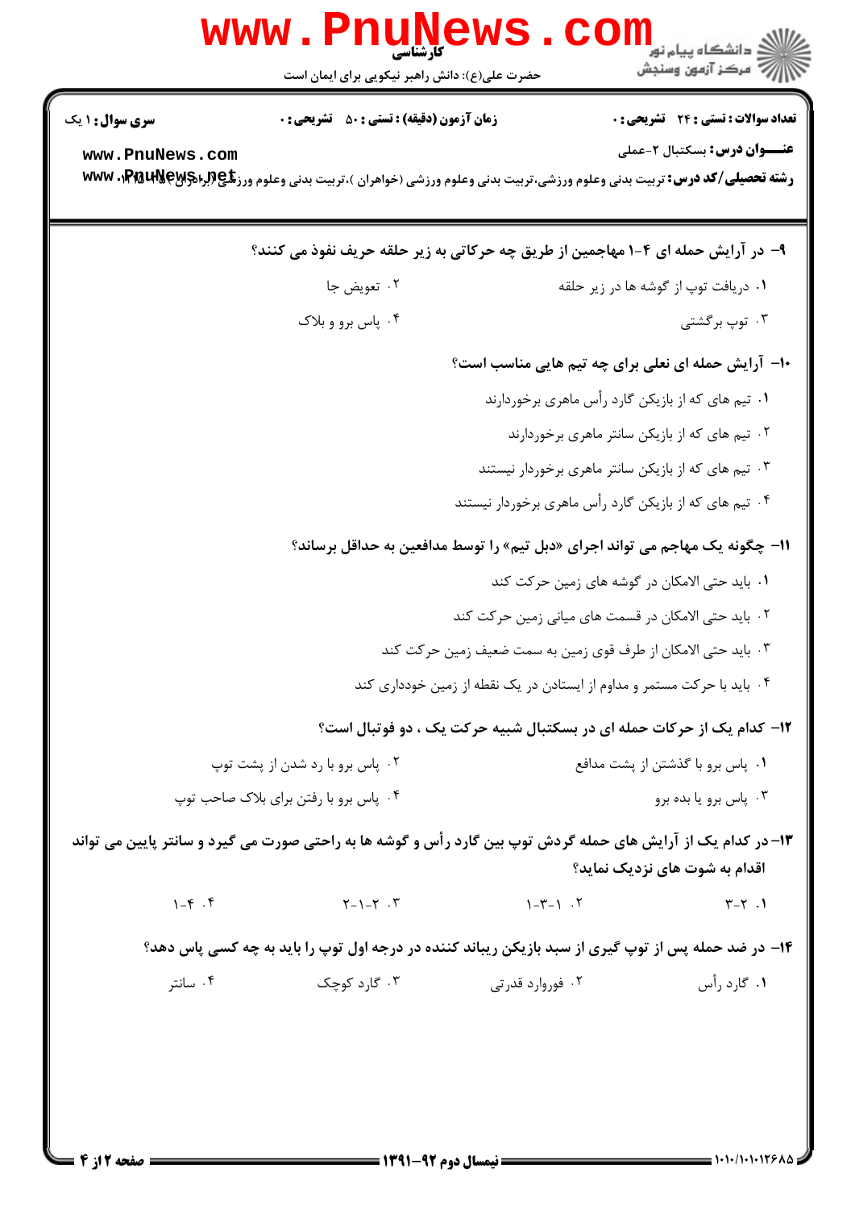**سری سوال:** ۱ یک

**زمان آزمون (دقیقه) : تستی : ۵۰ تشریحی : ۰**

**تعداد سوالات : تستی : ۲۴ تشریحی : ۰**

**عنـــوان درس:** بسکتبال ۲-عملی

**رشته تحصیلی/کد درس:** تربیت بدنی وعلوم ورزشی،تربیت بدنی وعلوم ورزشی (خواهران )،تربیت بدنی وعلوم ورزشی (برادران) ۱۲۱۵۱۰۴

**۹- در آرایش حمله ای ۴-۱ مهاجمین از طریق چه حرکاتی به زیر حلقه حریف نفوذ می کنند؟**

۱. دریافت توپ از گوشه ها در زیر حلقه

۲. تعویض جا

۳. توپ برگشتی

۴. پاس برو و بلاک

**۱۰- آرایش حمله ای نعلی برای چه تیم هایی مناسب است؟**

۱. تیم های که از بازیکن گارد رأس ماهری برخوردارند

۲. تیم های که از بازیکن سانتر ماهری برخوردارند

۳. تیم های که از بازیکن سانتر ماهری برخوردار نیستند

۴. تیم های که از بازیکن گارد رأس ماهری برخوردار نیستند

**۱۱- چگونه یک مهاجم می تواند اجرای «دبل تیم» را توسط مدافعین به حداقل برساند؟**

۱. باید حتی الامکان در گوشه های زمین حرکت کند

۲. باید حتی الامکان در قسمت های میانی زمین حرکت کند

۳. باید حتی الامکان از طرف قوی زمین به سمت ضعیف زمین حرکت کند

۴. باید با حرکت مستمر و مداوم از ایستادن در یک نقطه از زمین خودداری کند

**۱۲- کدام یک از حرکات حمله ای در بسکتبال شبیه حرکت یک ، دو فوتبال است؟**

۱. پاس برو با گذشتن از پشت مدافع

۲. پاس برو با رد شدن از پشت توپ

۳. پاس برو یا بده برو

۴. پاس برو با رفتن برای بلاک صاحب توپ

**۱۳- در کدام یک از آرایش های حمله گردش توپ بین گارد رأس و گوشه ها به راحتی صورت می گیرد و سانتر پایین می تواند اقدام به شوت های نزدیک نماید؟**

۱. ۲-۳

۲. ۱-۳-۱

۳. ۲-۱-۲

۴. ۴-۱

**۱۴- در ضد حمله پس از توپ گیری از سبد بازیکن ریباند کننده در درجه اول توپ را باید به چه کسی پاس دهد؟**

۱. گارد رأس

۲. فوروارد قدرتی

۳. گارد کوچک

۴. سانتر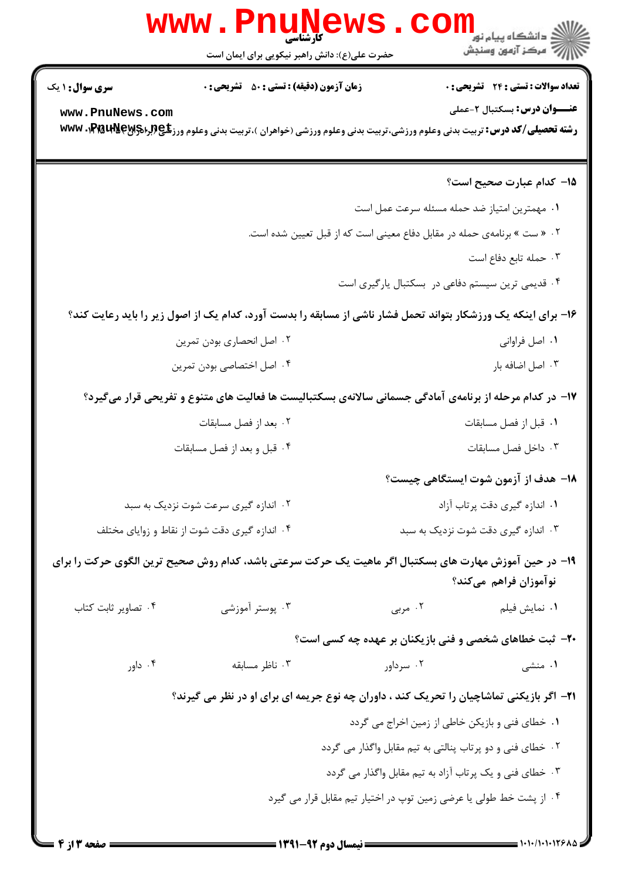۱۵– کدام عبارت صحیح است؟

۱. مهمترین امتیاز ضد حمله مسئله سرعت عمل است

۲. « ست » برنامه‌ی حمله در مقابل دفاع معینی است که از قبل تعیین شده است.

۳. حمله تابع دفاع است

۴. قدیمی ترین سیستم دفاعی در بسکتبال یارگیری است

۱۶– برای اینکه یک ورزشکار بتواند تحمل فشار ناشی از مسابقه را بدست آورد، کدام یک از اصول زیر را باید رعایت کند؟

۱. اصل فراوانی

۲. اصل انحصاری بودن تمرین

۳. اصل اضافه بار

۴. اصل اختصاصی بودن تمرین

۱۷– در کدام مرحله از برنامه‌ی آمادگی جسمانی سالانه‌ی بسکتبالیست ها فعالیت های متنوع و تفریحی قرار می‌گیرد؟

۱. قبل از فصل مسابقات

۲. بعد از فصل مسابقات

۳. داخل فصل مسابقات

۴. قبل و بعد از فصل مسابقات

۱۸– هدف از آزمون شوت ایستگاهی چیست؟

۱. اندازه گیری دقت پرتاب آزاد

۲. اندازه گیری سرعت شوت نزدیک به سبد

۳. اندازه گیری دقت شوت نزدیک به سبد

۴. اندازه گیری دقت شوت از نقاط و زوایای مختلف

۱۹– در حین آموزش مهارت های بسکتبال اگر ماهیت یک حرکت سرعتی باشد، کدام روش صحیح ترین الگوی حرکت را برای نوآموزان فراهم می‌کند؟

۱. نمایش فیلم

۲. مربی

۳. پوستر آموزشی

۴. تصاویر ثابت کتاب

۲۰– ثبت خطاهای شخصی و فنی بازیکنان بر عهده چه کسی است؟

۱. منشی

۲. سرداور

۳. ناظر مسابقه

۴. داور

۲۱– اگر بازیکنی تماشاچیان را تحریک کند ، داوران چه نوع جریمه ای برای او در نظر می گیرند؟

۱. خطای فنی و بازیکن خاطی از زمین اخراج می گردد

۲. خطای فنی و دو پرتاب پنالتی به تیم مقابل واگذار می گردد

۳. خطای فنی و یک پرتاب آزاد به تیم مقابل واگذار می گردد

۴. از پشت خط طولی یا عرضی زمین توپ در اختیار تیم مقابل قرار می گیرد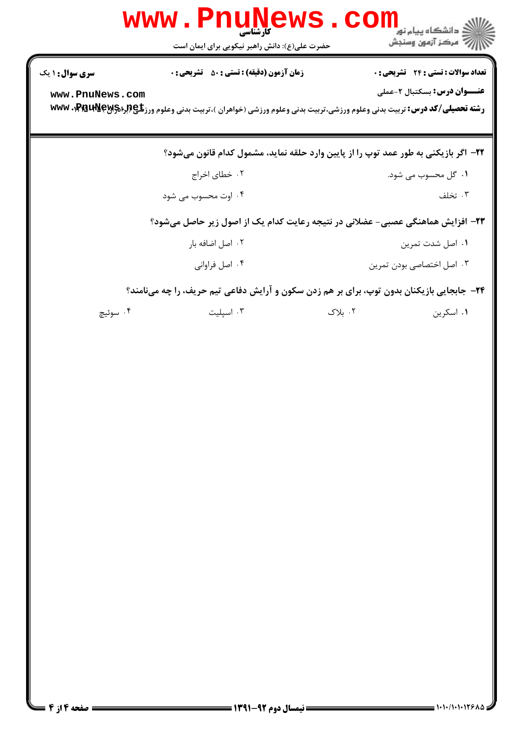**سری سوال:** ۱ یک

**زمان آزمون (دقیقه) : تستی :** ۵۰ **تشریحی :** ۰

**تعداد سوالات : تستی :** ۲۴ **تشریحی :** ۰

**عنـــوان درس:** بسکتبال ۲-عملی

**رشته تحصیلی/کد درس:** تربیت بدنی وعلوم ورزشی،تربیت بدنی وعلوم ورزشی (خواهران )،تربیت بدنی وعلوم ورزشی (برادران) ۱۲۱۵۰۹۶

**۲۲- اگر بازیکنی به طور عمد توپ را از پایین وارد حلقه نماید، مشمول کدام قانون می‌شود؟**

۱. گل محسوب می شود.

۲. خطای اخراج

۳. تخلف

۴. اوت محسوب می شود

**۲۳- افزایش هماهنگی عصبی- عضلانی در نتیجه رعایت کدام یک از اصول زیر حاصل می‌شود؟**

۱. اصل شدت تمرین

۲. اصل اضافه بار

۳. اصل اختصاصی بودن تمرین

۴. اصل فراوانی

**۲۴- جابجایی بازیکنان بدون توپ، برای بر هم زدن سکون و آرایش دفاعی تیم حریف، را چه می‌نامند؟**

۱. اسکرین

۲. بلاک

۳. اسپلیت

۴. سوئیچ